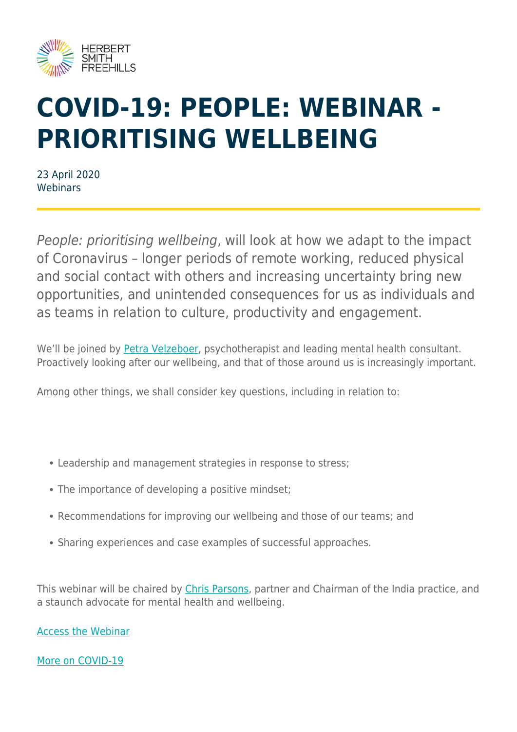# COVID-19: PEOPLE: WEBINAR - PRIORITISING WELLBEING

23 April 2020
Webinars

*People: prioritising wellbeing*, will look at how we adapt to the impact of Coronavirus – longer periods of remote working, reduced physical and social contact with others and increasing uncertainty bring new opportunities, and unintended consequences for us as individuals and as teams in relation to culture, productivity and engagement.

We'll be joined by Petra Velzeboer, psychotherapist and leading mental health consultant. Proactively looking after our wellbeing, and that of those around us is increasingly important.

Among other things, we shall consider key questions, including in relation to:

- Leadership and management strategies in response to stress;
- The importance of developing a positive mindset;
- Recommendations for improving our wellbeing and those of our teams; and
- Sharing experiences and case examples of successful approaches.

This webinar will be chaired by Chris Parsons, partner and Chairman of the India practice, and a staunch advocate for mental health and wellbeing.

Access the Webinar

More on COVID-19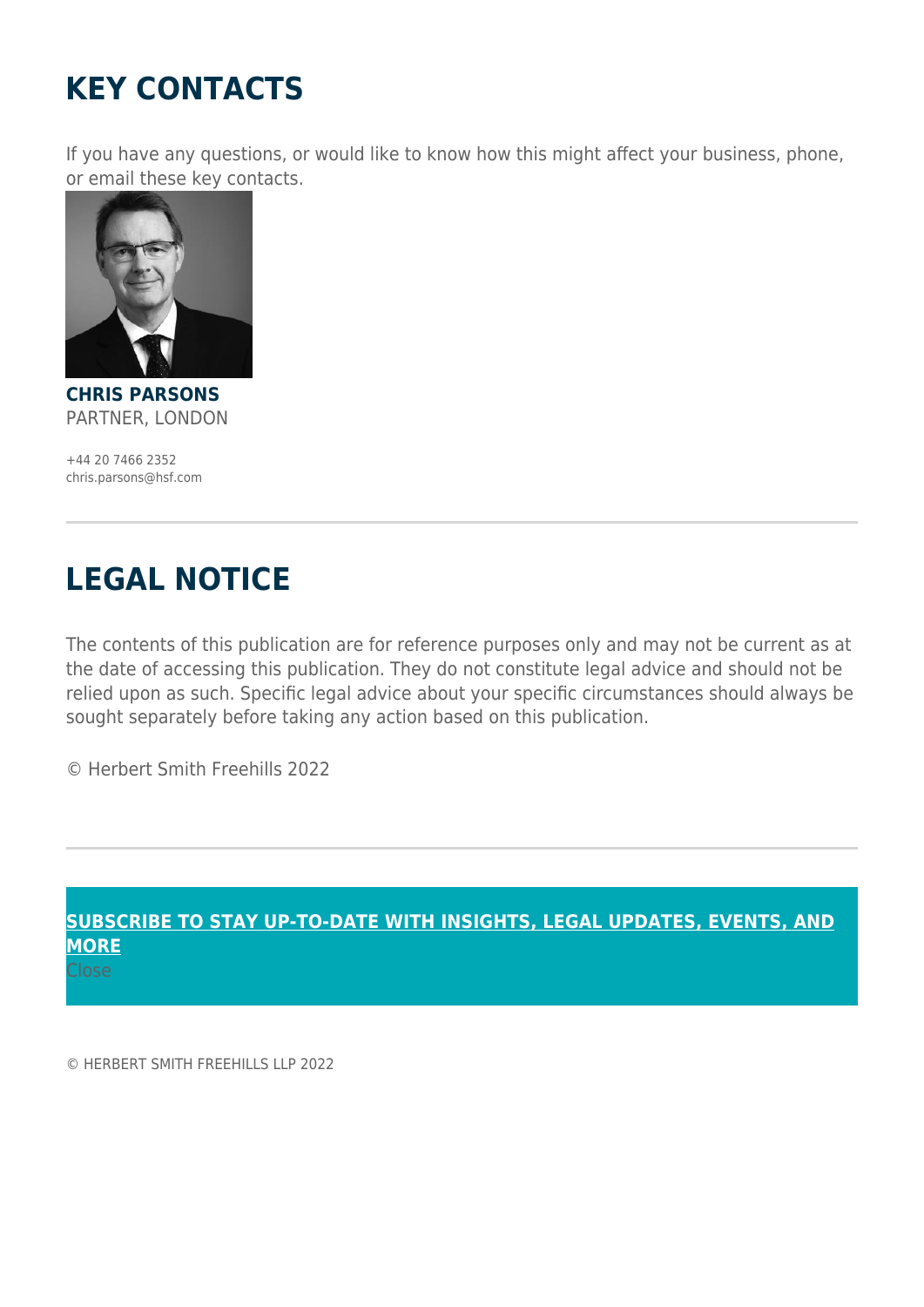## KEY CONTACTS

If you have any questions, or would like to know how this might affect your business, phone, or email these key contacts.

**CHRIS PARSONS**
PARTNER, LONDON

+44 20 7466 2352
chris.parsons@hsf.com

---

## LEGAL NOTICE

The contents of this publication are for reference purposes only and may not be current as at the date of accessing this publication. They do not constitute legal advice and should not be relied upon as such. Specific legal advice about your specific circumstances should always be sought separately before taking any action based on this publication.

© Herbert Smith Freehills 2022

---

**SUBSCRIBE TO STAY UP-TO-DATE WITH INSIGHTS, LEGAL UPDATES, EVENTS, AND MORE**
Close

© HERBERT SMITH FREEHILLS LLP 2022